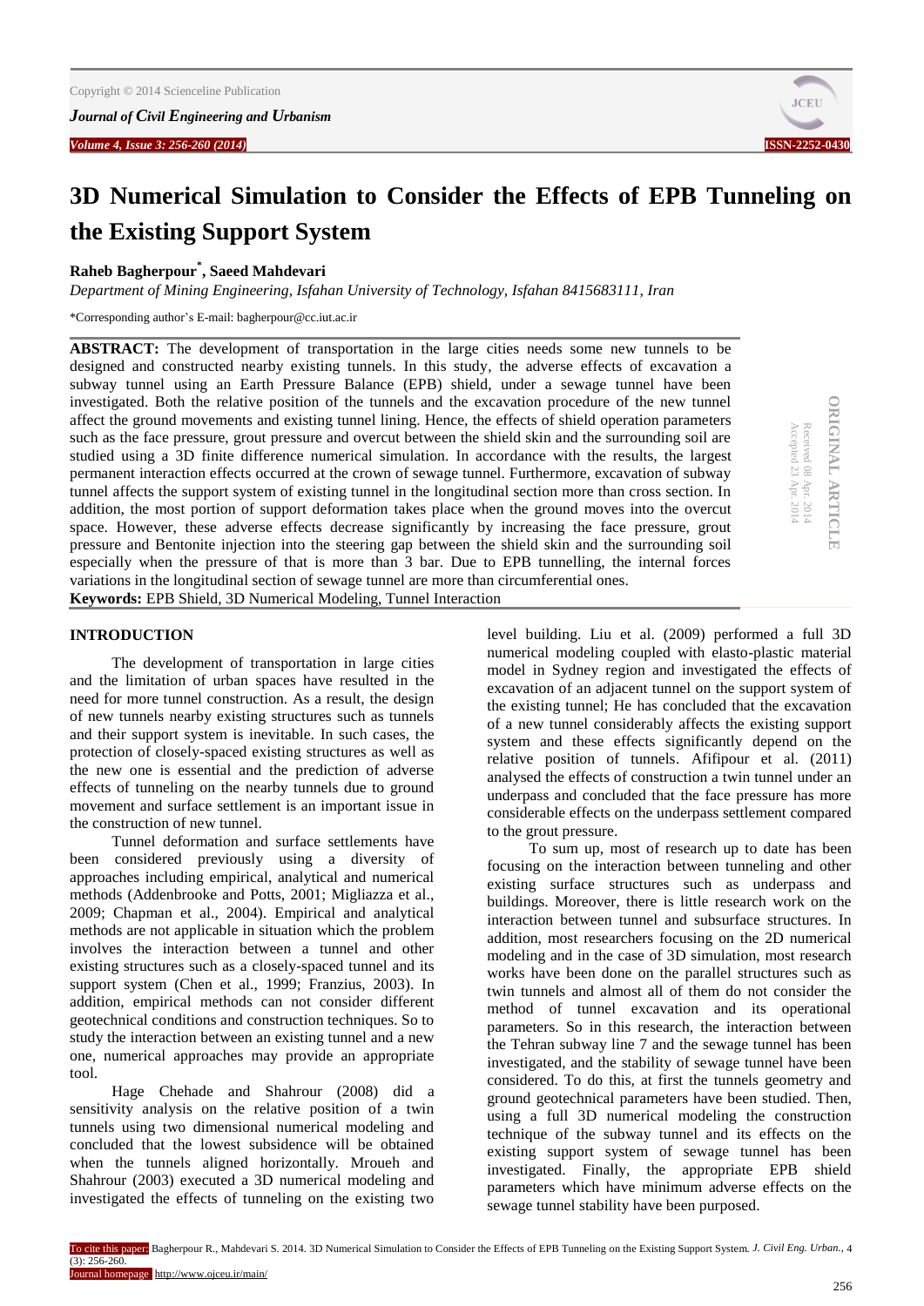# 3D Numerical Simulation to Consider the Effects of EPB Tunneling on the Existing Support System

**Raheb Bagherpour*, Saeed Mahdevari**

*Department of Mining Engineering, Isfahan University of Technology, Isfahan 8415683111, Iran*

*Corresponding author's E-mail: bagherpour@cc.iut.ac.ir

**ABSTRACT:** The development of transportation in the large cities needs some new tunnels to be designed and constructed nearby existing tunnels. In this study, the adverse effects of excavation a subway tunnel using an Earth Pressure Balance (EPB) shield, under a sewage tunnel have been investigated. Both the relative position of the tunnels and the excavation procedure of the new tunnel affect the ground movements and existing tunnel lining. Hence, the effects of shield operation parameters such as the face pressure, grout pressure and overcut between the shield skin and the surrounding soil are studied using a 3D finite difference numerical simulation. In accordance with the results, the largest permanent interaction effects occurred at the crown of sewage tunnel. Furthermore, excavation of subway tunnel affects the support system of existing tunnel in the longitudinal section more than cross section. In addition, the most portion of support deformation takes place when the ground moves into the overcut space. However, these adverse effects decrease significantly by increasing the face pressure, grout pressure and Bentonite injection into the steering gap between the shield skin and the surrounding soil especially when the pressure of that is more than 3 bar. Due to EPB tunnelling, the internal forces variations in the longitudinal section of sewage tunnel are more than circumferential ones.

**Keywords:** EPB Shield, 3D Numerical Modeling, Tunnel Interaction

ORIGINAL ARTICLE
Received 08 Apr. 2014
Accepted 23 Apr. 2014

## INTRODUCTION

The development of transportation in large cities and the limitation of urban spaces have resulted in the need for more tunnel construction. As a result, the design of new tunnels nearby existing structures such as tunnels and their support system is inevitable. In such cases, the protection of closely-spaced existing structures as well as the new one is essential and the prediction of adverse effects of tunneling on the nearby tunnels due to ground movement and surface settlement is an important issue in the construction of new tunnel.

Tunnel deformation and surface settlements have been considered previously using a diversity of approaches including empirical, analytical and numerical methods (Addenbrooke and Potts, 2001; Migliazza et al., 2009; Chapman et al., 2004). Empirical and analytical methods are not applicable in situation which the problem involves the interaction between a tunnel and other existing structures such as a closely-spaced tunnel and its support system (Chen et al., 1999; Franzius, 2003). In addition, empirical methods can not consider different geotechnical conditions and construction techniques. So to study the interaction between an existing tunnel and a new one, numerical approaches may provide an appropriate tool.

Hage Chehade and Shahrour (2008) did a sensitivity analysis on the relative position of a twin tunnels using two dimensional numerical modeling and concluded that the lowest subsidence will be obtained when the tunnels aligned horizontally. Mroueh and Shahrour (2003) executed a 3D numerical modeling and investigated the effects of tunneling on the existing two level building. Liu et al. (2009) performed a full 3D numerical modeling coupled with elasto-plastic material model in Sydney region and investigated the effects of excavation of an adjacent tunnel on the support system of the existing tunnel; He has concluded that the excavation of a new tunnel considerably affects the existing support system and these effects significantly depend on the relative position of tunnels. Afifipour et al. (2011) analysed the effects of construction a twin tunnel under an underpass and concluded that the face pressure has more considerable effects on the underpass settlement compared to the grout pressure.

To sum up, most of research up to date has been focusing on the interaction between tunneling and other existing surface structures such as underpass and buildings. Moreover, there is little research work on the interaction between tunnel and subsurface structures. In addition, most researchers focusing on the 2D numerical modeling and in the case of 3D simulation, most research works have been done on the parallel structures such as twin tunnels and almost all of them do not consider the method of tunnel excavation and its operational parameters. So in this research, the interaction between the Tehran subway line 7 and the sewage tunnel has been investigated, and the stability of sewage tunnel have been considered. To do this, at first the tunnels geometry and ground geotechnical parameters have been studied. Then, using a full 3D numerical modeling the construction technique of the subway tunnel and its effects on the existing support system of sewage tunnel has been investigated. Finally, the appropriate EPB shield parameters which have minimum adverse effects on the sewage tunnel stability have been purposed.

To cite this paper: Bagherpour R., Mahdevari S. 2014. 3D Numerical Simulation to Consider the Effects of EPB Tunneling on the Existing Support System. *J. Civil Eng. Urban.*, 4 (3): 256-260.
Journal homepage: http://www.ojceu.ir/main/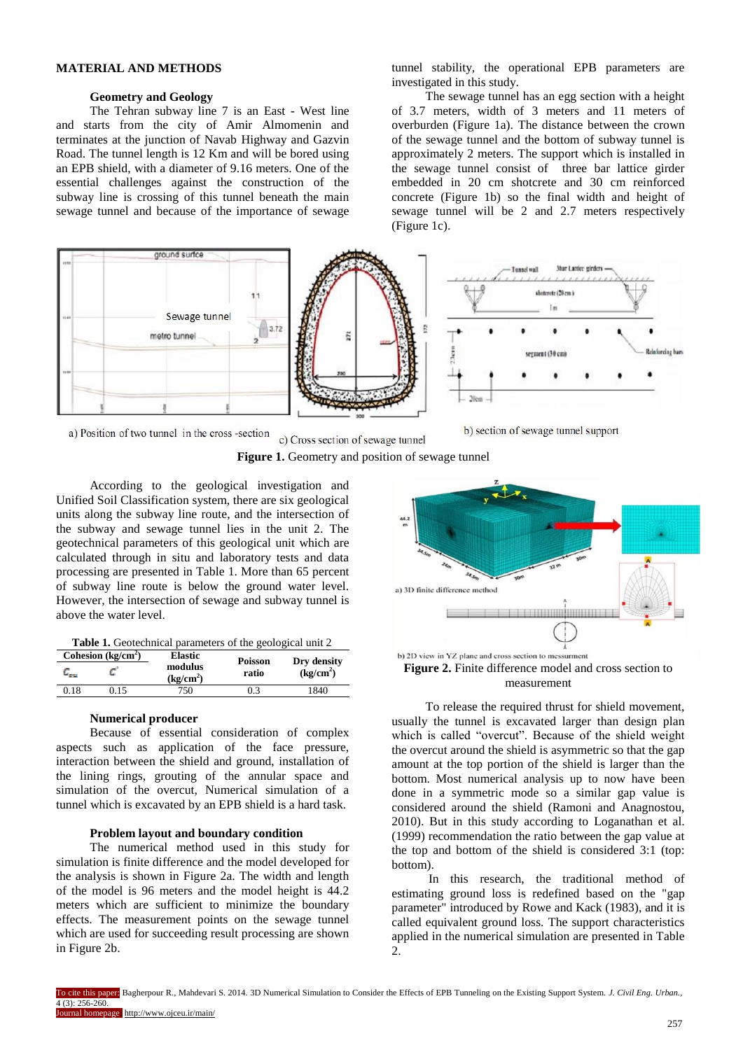## MATERIAL AND METHODS

### Geometry and Geology

The Tehran subway line 7 is an East - West line and starts from the city of Amir Almomenin and terminates at the junction of Navab Highway and Gazvin Road. The tunnel length is 12 Km and will be bored using an EPB shield, with a diameter of 9.16 meters. One of the essential challenges against the construction of the subway line is crossing of this tunnel beneath the main sewage tunnel and because of the importance of sewage tunnel stability, the operational EPB parameters are investigated in this study.

The sewage tunnel has an egg section with a height of 3.7 meters, width of 3 meters and 11 meters of overburden (Figure 1a). The distance between the crown of the sewage tunnel and the bottom of subway tunnel is approximately 2 meters. The support which is installed in the sewage tunnel consist of three bar lattice girder embedded in 20 cm shotcrete and 30 cm reinforced concrete (Figure 1b) so the final width and height of sewage tunnel will be 2 and 2.7 meters respectively (Figure 1c).

a) Position of two tunnel in the cross -section c) Cross section of sewage tunnel b) section of sewage tunnel support

**Figure 1.** Geometry and position of sewage tunnel

According to the geological investigation and Unified Soil Classification system, there are six geological units along the subway line route, and the intersection of the subway and sewage tunnel lies in the unit 2. The geotechnical parameters of this geological unit which are calculated through in situ and laboratory tests and data processing are presented in Table 1. More than 65 percent of subway line route is below the ground water level. However, the intersection of sewage and subway tunnel is above the water level.

**Table 1.** Geotechnical parameters of the geological unit 2

| Cohesion (kg/cm$^2$) | | Elastic modulus (kg/cm$^2$) | Poisson ratio | Dry density (kg/cm$^2$) |
|---|---|---|---|---|
| $C_{cu}$ | $C'$ | | | |
| 0.18 | 0.15 | 750 | 0.3 | 1840 |

### Numerical producer

Because of essential consideration of complex aspects such as application of the face pressure, interaction between the shield and ground, installation of the lining rings, grouting of the annular space and simulation of the overcut, Numerical simulation of a tunnel which is excavated by an EPB shield is a hard task.

### Problem layout and boundary condition

The numerical method used in this study for simulation is finite difference and the model developed for the analysis is shown in Figure 2a. The width and length of the model is 96 meters and the model height is 44.2 meters which are sufficient to minimize the boundary effects. The measurement points on the sewage tunnel which are used for succeeding result processing are shown in Figure 2b.

a) 3D finite difference method

b) 2D view in YZ plane and cross section to messurment

**Figure 2.** Finite difference model and cross section to measurement

To release the required thrust for shield movement, usually the tunnel is excavated larger than design plan which is called "overcut". Because of the shield weight the overcut around the shield is asymmetric so that the gap amount at the top portion of the shield is larger than the bottom. Most numerical analysis up to now have been done in a symmetric mode so a similar gap value is considered around the shield (Ramoni and Anagnostou, 2010). But in this study according to Loganathan et al. (1999) recommendation the ratio between the gap value at the top and bottom of the shield is considered 3:1 (top: bottom).

In this research, the traditional method of estimating ground loss is redefined based on the "gap parameter" introduced by Rowe and Kack (1983), and it is called equivalent ground loss. The support characteristics applied in the numerical simulation are presented in Table 2.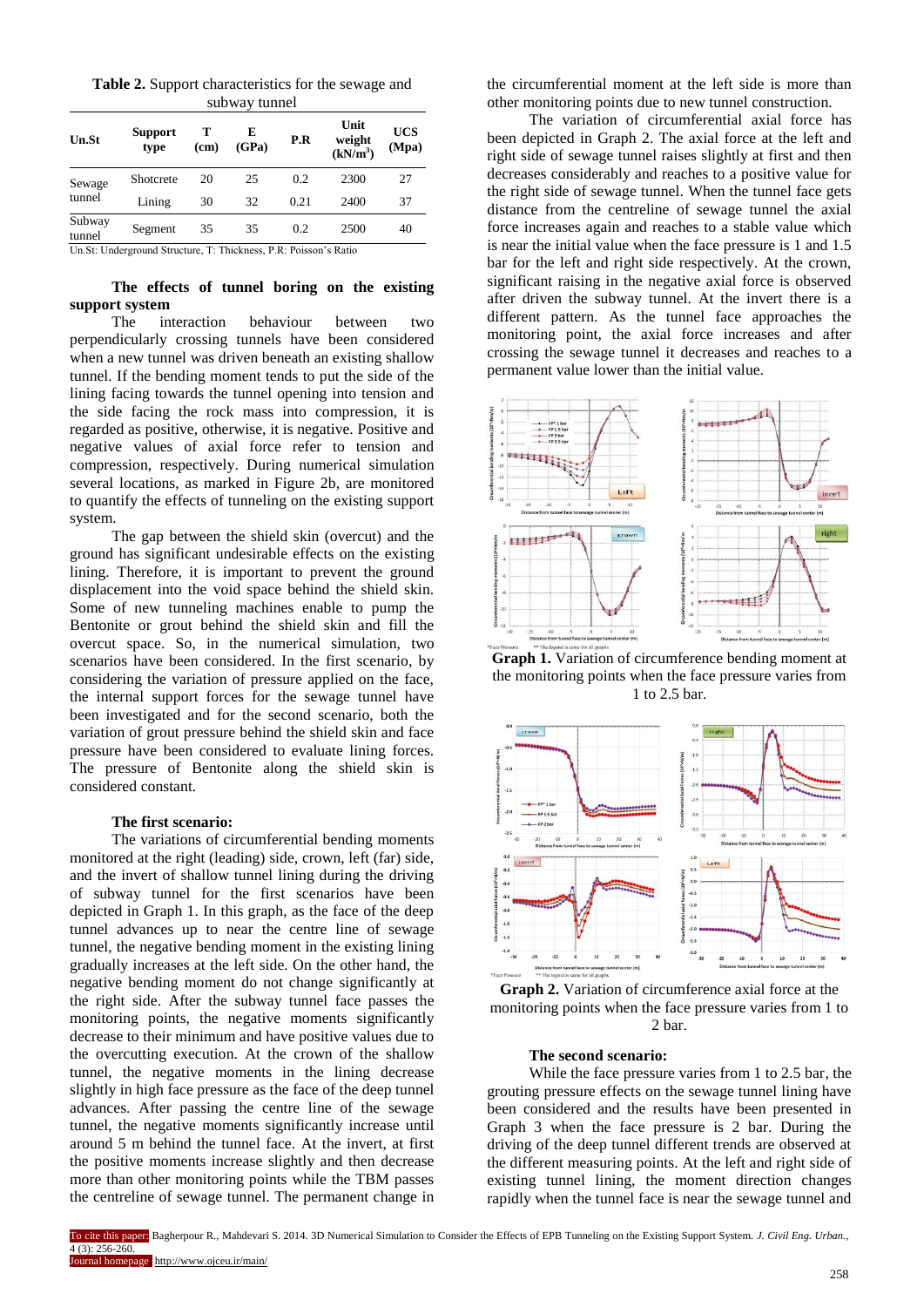**Table 2.** Support characteristics for the sewage and subway tunnel

| Un.St | Support type | T (cm) | E (GPa) | P.R | Unit weight (kN/m$^3$) | UCS (Mpa) |
|---|---|---|---|---|---|---|
| Sewage tunnel | Shotcrete | 20 | 25 | 0.2 | 2300 | 27 |
| | Lining | 30 | 32 | 0.21 | 2400 | 37 |
| Subway tunnel | Segment | 35 | 35 | 0.2 | 2500 | 40 |

Un.St: Underground Structure, T: Thickness, P.R: Poisson's Ratio

### The effects of tunnel boring on the existing support system

The interaction behaviour between two perpendicularly crossing tunnels have been considered when a new tunnel was driven beneath an existing shallow tunnel. If the bending moment tends to put the side of the lining facing towards the tunnel opening into tension and the side facing the rock mass into compression, it is regarded as positive, otherwise, it is negative. Positive and negative values of axial force refer to tension and compression, respectively. During numerical simulation several locations, as marked in Figure 2b, are monitored to quantify the effects of tunneling on the existing support system.

The gap between the shield skin (overcut) and the ground has significant undesirable effects on the existing lining. Therefore, it is important to prevent the ground displacement into the void space behind the shield skin. Some of new tunneling machines enable to pump the Bentonite or grout behind the shield skin and fill the overcut space. So, in the numerical simulation, two scenarios have been considered. In the first scenario, by considering the variation of pressure applied on the face, the internal support forces for the sewage tunnel have been investigated and for the second scenario, both the variation of grout pressure behind the shield skin and face pressure have been considered to evaluate lining forces. The pressure of Bentonite along the shield skin is considered constant.

### The first scenario:

The variations of circumferential bending moments monitored at the right (leading) side, crown, left (far) side, and the invert of shallow tunnel lining during the driving of subway tunnel for the first scenarios have been depicted in Graph 1. In this graph, as the face of the deep tunnel advances up to near the centre line of sewage tunnel, the negative bending moment in the existing lining gradually increases at the left side. On the other hand, the negative bending moment do not change significantly at the right side. After the subway tunnel face passes the monitoring points, the negative moments significantly decrease to their minimum and have positive values due to the overcutting execution. At the crown of the shallow tunnel, the negative moments in the lining decrease slightly in high face pressure as the face of the deep tunnel advances. After passing the centre line of the sewage tunnel, the negative moments significantly increase until around 5 m behind the tunnel face. At the invert, at first the positive moments increase slightly and then decrease more than other monitoring points while the TBM passes the centreline of sewage tunnel. The permanent change in the circumferential moment at the left side is more than other monitoring points due to new tunnel construction.

The variation of circumferential axial force has been depicted in Graph 2. The axial force at the left and right side of sewage tunnel raises slightly at first and then decreases considerably and reaches to a positive value for the right side of sewage tunnel. When the tunnel face gets distance from the centreline of sewage tunnel the axial force increases again and reaches to a stable value which is near the initial value when the face pressure is 1 and 1.5 bar for the left and right side respectively. At the crown, significant raising in the negative axial force is observed after driven the subway tunnel. At the invert there is a different pattern. As the tunnel face approaches the monitoring point, the axial force increases and after crossing the sewage tunnel it decreases and reaches to a permanent value lower than the initial value.

**Graph 1.** Variation of circumference bending moment at the monitoring points when the face pressure varies from 1 to 2.5 bar.

**Graph 2.** Variation of circumference axial force at the monitoring points when the face pressure varies from 1 to 2 bar.

### The second scenario:

While the face pressure varies from 1 to 2.5 bar, the grouting pressure effects on the sewage tunnel lining have been considered and the results have been presented in Graph 3 when the face pressure is 2 bar. During the driving of the deep tunnel different trends are observed at the different measuring points. At the left and right side of existing tunnel lining, the moment direction changes rapidly when the tunnel face is near the sewage tunnel and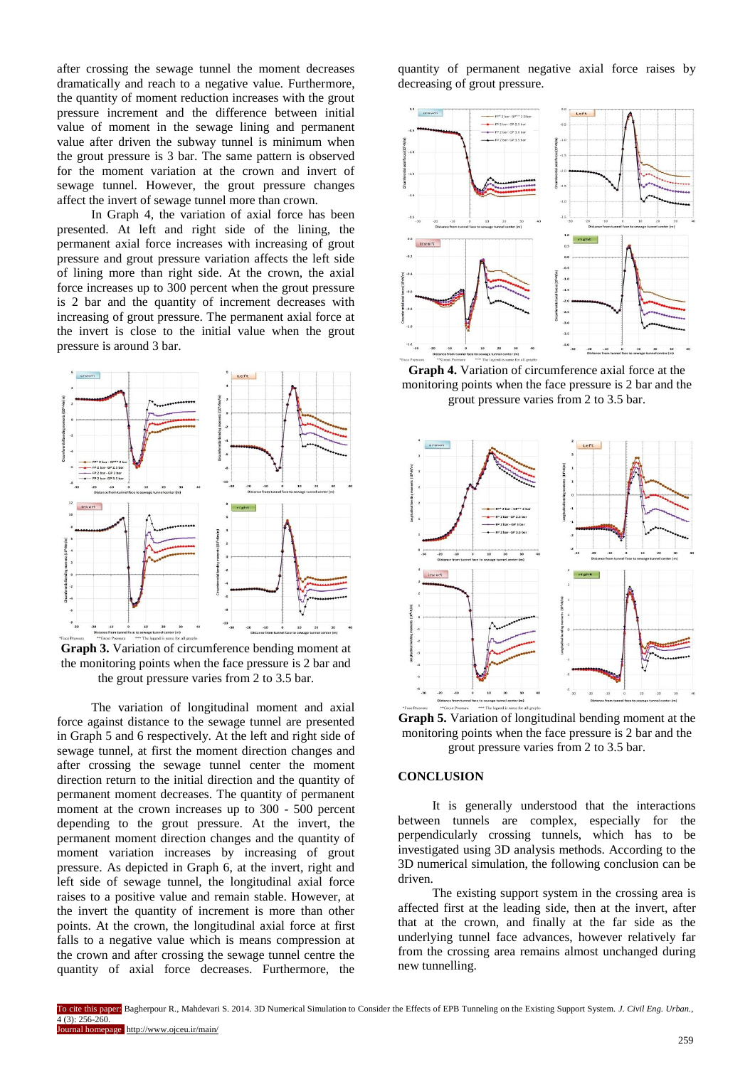after crossing the sewage tunnel the moment decreases dramatically and reach to a negative value. Furthermore, the quantity of moment reduction increases with the grout pressure increment and the difference between initial value of moment in the sewage lining and permanent value after driven the subway tunnel is minimum when the grout pressure is 3 bar. The same pattern is observed for the moment variation at the crown and invert of sewage tunnel. However, the grout pressure changes affect the invert of sewage tunnel more than crown.

In Graph 4, the variation of axial force has been presented. At left and right side of the lining, the permanent axial force increases with increasing of grout pressure and grout pressure variation affects the left side of lining more than right side. At the crown, the axial force increases up to 300 percent when the grout pressure is 2 bar and the quantity of increment decreases with increasing of grout pressure. The permanent axial force at the invert is close to the initial value when the grout pressure is around 3 bar.

**Graph 3.** Variation of circumference bending moment at the monitoring points when the face pressure is 2 bar and the grout pressure varies from 2 to 3.5 bar.

The variation of longitudinal moment and axial force against distance to the sewage tunnel are presented in Graph 5 and 6 respectively. At the left and right side of sewage tunnel, at first the moment direction changes and after crossing the sewage tunnel center the moment direction return to the initial direction and the quantity of permanent moment decreases. The quantity of permanent moment at the crown increases up to 300 - 500 percent depending to the grout pressure. At the invert, the permanent moment direction changes and the quantity of moment variation increases by increasing of grout pressure. As depicted in Graph 6, at the invert, right and left side of sewage tunnel, the longitudinal axial force raises to a positive value and remain stable. However, at the invert the quantity of increment is more than other points. At the crown, the longitudinal axial force at first falls to a negative value which is means compression at the crown and after crossing the sewage tunnel centre the quantity of axial force decreases. Furthermore, the quantity of permanent negative axial force raises by decreasing of grout pressure.

**Graph 4.** Variation of circumference axial force at the monitoring points when the face pressure is 2 bar and the grout pressure varies from 2 to 3.5 bar.

**Graph 5.** Variation of longitudinal bending moment at the monitoring points when the face pressure is 2 bar and the grout pressure varies from 2 to 3.5 bar.

## CONCLUSION

It is generally understood that the interactions between tunnels are complex, especially for the perpendicularly crossing tunnels, which has to be investigated using 3D analysis methods. According to the 3D numerical simulation, the following conclusion can be driven.

The existing support system in the crossing area is affected first at the leading side, then at the invert, after that at the crown, and finally at the far side as the underlying tunnel face advances, however relatively far from the crossing area remains almost unchanged during new tunnelling.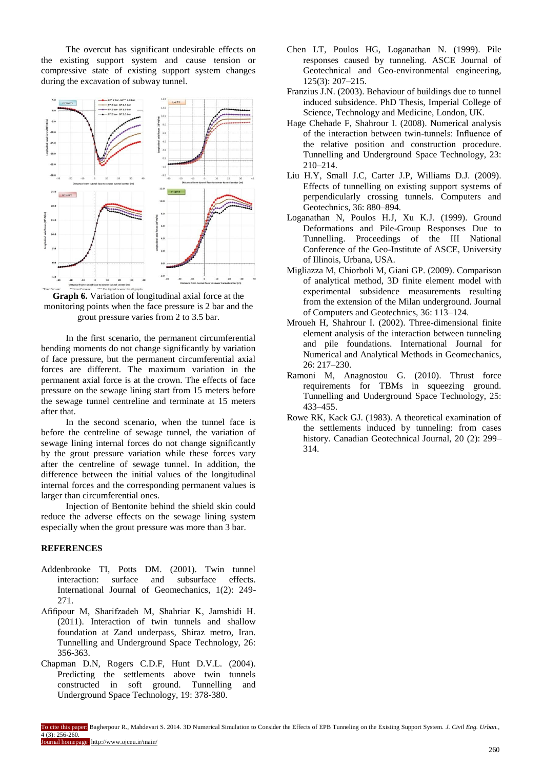The overcut has significant undesirable effects on the existing support system and cause tension or compressive state of existing support system changes during the excavation of subway tunnel.

crown

FP* 2 bar- GP** 2.0 bar
FP 2 bar- GP 2.5 bar
FP 2 bar- GP 3.0 bar
FP 2 bar- GP 3.5 bar

Left

invert

right

Longitudinal axial forces (10^4 kN/m)

Distance from tunnel face to sewer tunnel center (m)

*Face Pressure **Grout Pressure *** The legend is same for all graphs

**Graph 6.** Variation of longitudinal axial force at the monitoring points when the face pressure is 2 bar and the grout pressure varies from 2 to 3.5 bar.

In the first scenario, the permanent circumferential bending moments do not change significantly by variation of face pressure, but the permanent circumferential axial forces are different. The maximum variation in the permanent axial force is at the crown. The effects of face pressure on the sewage lining start from 15 meters before the sewage tunnel centreline and terminate at 15 meters after that.

In the second scenario, when the tunnel face is before the centreline of sewage tunnel, the variation of sewage lining internal forces do not change significantly by the grout pressure variation while these forces vary after the centreline of sewage tunnel. In addition, the difference between the initial values of the longitudinal internal forces and the corresponding permanent values is larger than circumferential ones.

Injection of Bentonite behind the shield skin could reduce the adverse effects on the sewage lining system especially when the grout pressure was more than 3 bar.

## REFERENCES

Addenbrooke TI, Potts DM. (2001). Twin tunnel interaction: surface and subsurface effects. International Journal of Geomechanics, 1(2): 249-271.

Afifipour M, Sharifzadeh M, Shahriar K, Jamshidi H. (2011). Interaction of twin tunnels and shallow foundation at Zand underpass, Shiraz metro, Iran. Tunnelling and Underground Space Technology, 26: 356-363.

Chapman D.N, Rogers C.D.F, Hunt D.V.L. (2004). Predicting the settlements above twin tunnels constructed in soft ground. Tunnelling and Underground Space Technology, 19: 378-380.

Chen LT, Poulos HG, Loganathan N. (1999). Pile responses caused by tunneling. ASCE Journal of Geotechnical and Geo-environmental engineering, 125(3): 207–215.

Franzius J.N. (2003). Behaviour of buildings due to tunnel induced subsidence. PhD Thesis, Imperial College of Science, Technology and Medicine, London, UK.

Hage Chehade F, Shahrour I. (2008). Numerical analysis of the interaction between twin-tunnels: Influence of the relative position and construction procedure. Tunnelling and Underground Space Technology, 23: 210–214.

Liu H.Y, Small J.C, Carter J.P, Williams D.J. (2009). Effects of tunnelling on existing support systems of perpendicularly crossing tunnels. Computers and Geotechnics, 36: 880–894.

Loganathan N, Poulos H.J, Xu K.J. (1999). Ground Deformations and Pile-Group Responses Due to Tunnelling. Proceedings of the III National Conference of the Geo-Institute of ASCE, University of Illinois, Urbana, USA.

Migliazza M, Chiorboli M, Giani GP. (2009). Comparison of analytical method, 3D finite element model with experimental subsidence measurements resulting from the extension of the Milan underground. Journal of Computers and Geotechnics, 36: 113–124.

Mroueh H, Shahrour I. (2002). Three-dimensional finite element analysis of the interaction between tunneling and pile foundations. International Journal for Numerical and Analytical Methods in Geomechanics, 26: 217–230.

Ramoni M, Anagnostou G. (2010). Thrust force requirements for TBMs in squeezing ground. Tunnelling and Underground Space Technology, 25: 433–455.

Rowe RK, Kack GJ. (1983). A theoretical examination of the settlements induced by tunneling: from cases history. Canadian Geotechnical Journal, 20 (2): 299–314.

To cite this paper: Bagherpour R., Mahdevari S. 2014. 3D Numerical Simulation to Consider the Effects of EPB Tunneling on the Existing Support System. *J. Civil Eng. Urban.*, 4 (3): 256-260.
Journal homepage: http://www.ojceu.ir/main/